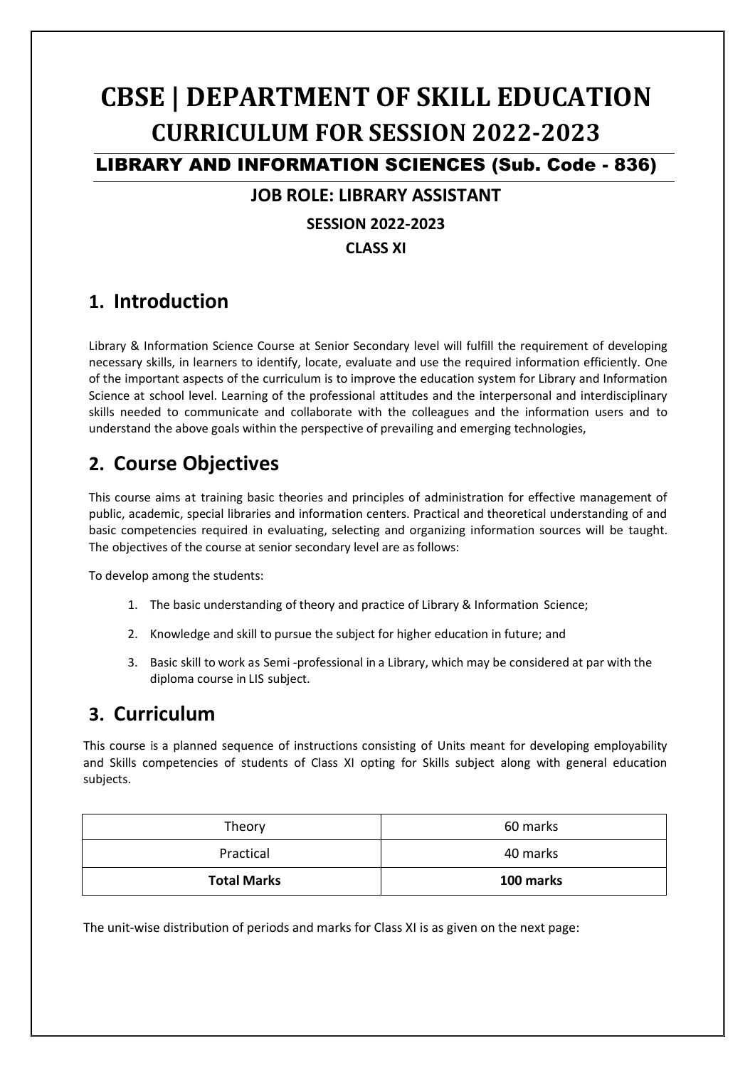# CBSE | DEPARTMENT OF SKILL EDUCATION

# CURRICULUM FOR SESSION 2022-2023

## LIBRARY AND INFORMATION SCIENCES (Sub. Code - 836)

### JOB ROLE: LIBRARY ASSISTANT

**SESSION 2022-2023**

**CLASS XI**

## 1. Introduction

Library & Information Science Course at Senior Secondary level will fulfill the requirement of developing necessary skills, in learners to identify, locate, evaluate and use the required information efficiently. One of the important aspects of the curriculum is to improve the education system for Library and Information Science at school level. Learning of the professional attitudes and the interpersonal and interdisciplinary skills needed to communicate and collaborate with the colleagues and the information users and to understand the above goals within the perspective of prevailing and emerging technologies,

## 2. Course Objectives

This course aims at training basic theories and principles of administration for effective management of public, academic, special libraries and information centers. Practical and theoretical understanding of and basic competencies required in evaluating, selecting and organizing information sources will be taught. The objectives of the course at senior secondary level are as follows:

To develop among the students:

1. The basic understanding of theory and practice of Library & Information Science;
2. Knowledge and skill to pursue the subject for higher education in future; and
3. Basic skill to work as Semi -professional in a Library, which may be considered at par with the diploma course in LIS subject.

## 3. Curriculum

This course is a planned sequence of instructions consisting of Units meant for developing employability and Skills competencies of students of Class XI opting for Skills subject along with general education subjects.

| Theory | 60 marks |
|---|---|
| Practical | 40 marks |
| **Total Marks** | **100 marks** |

The unit-wise distribution of periods and marks for Class XI is as given on the next page: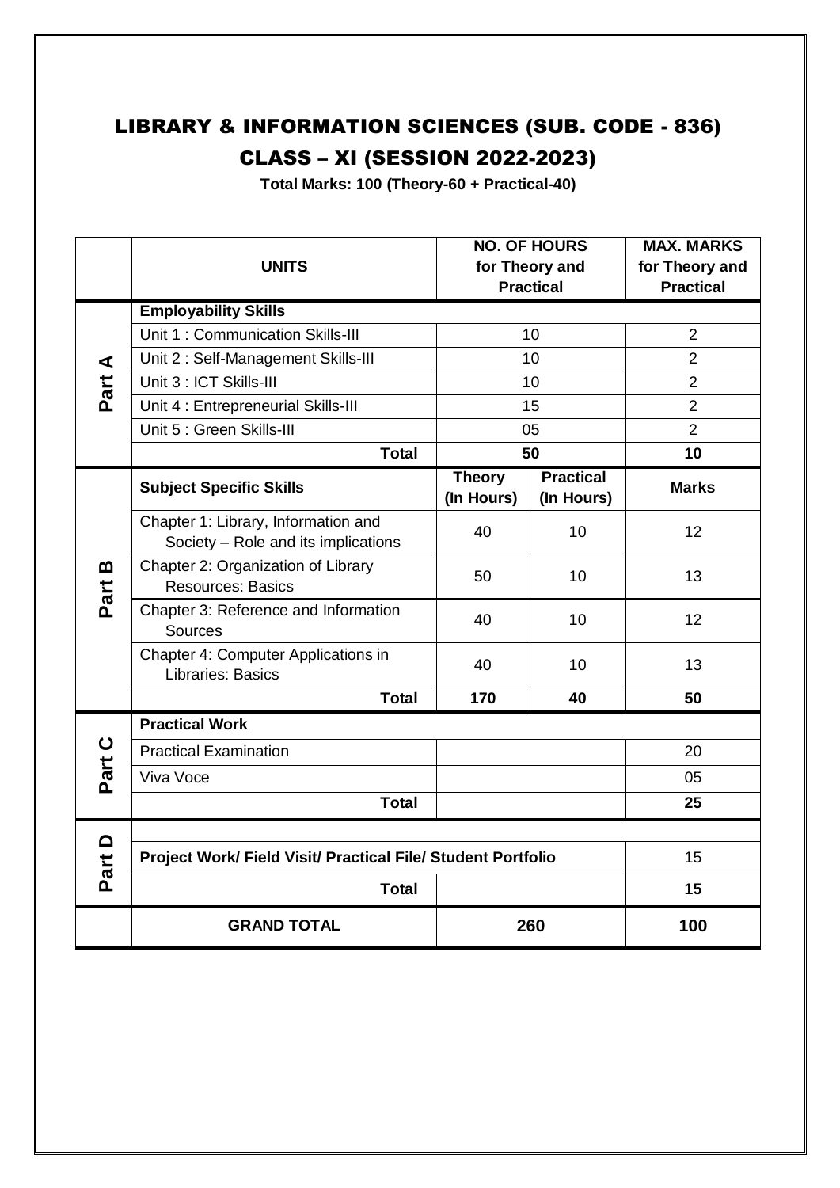# LIBRARY & INFORMATION SCIENCES (SUB. CODE - 836)

# CLASS – XI (SESSION 2022-2023)

**Total Marks: 100 (Theory-60 + Practical-40)**

| | UNITS | NO. OF HOURS for Theory and Practical | | MAX. MARKS for Theory and Practical |
|---|---|---|---|---|
| Part A | **Employability Skills** | | | |
| | Unit 1 : Communication Skills-III | 10 | | 2 |
| | Unit 2 : Self-Management Skills-III | 10 | | 2 |
| | Unit 3 : ICT Skills-III | 10 | | 2 |
| | Unit 4 : Entrepreneurial Skills-III | 15 | | 2 |
| | Unit 5 : Green Skills-III | 05 | | 2 |
| | **Total** | **50** | | **10** |
| Part B | **Subject Specific Skills** | **Theory (In Hours)** | **Practical (In Hours)** | **Marks** |
| | Chapter 1: Library, Information and Society – Role and its implications | 40 | 10 | 12 |
| | Chapter 2: Organization of Library Resources: Basics | 50 | 10 | 13 |
| | Chapter 3: Reference and Information Sources | 40 | 10 | 12 |
| | Chapter 4: Computer Applications in Libraries: Basics | 40 | 10 | 13 |
| | **Total** | **170** | **40** | **50** |
| Part C | **Practical Work** | | | |
| | Practical Examination | | | 20 |
| | Viva Voce | | | 05 |
| | **Total** | | | **25** |
| Part D | **Project Work/ Field Visit/ Practical File/ Student Portfolio** | | | 15 |
| | **Total** | | | **15** |
| | **GRAND TOTAL** | **260** | | **100** |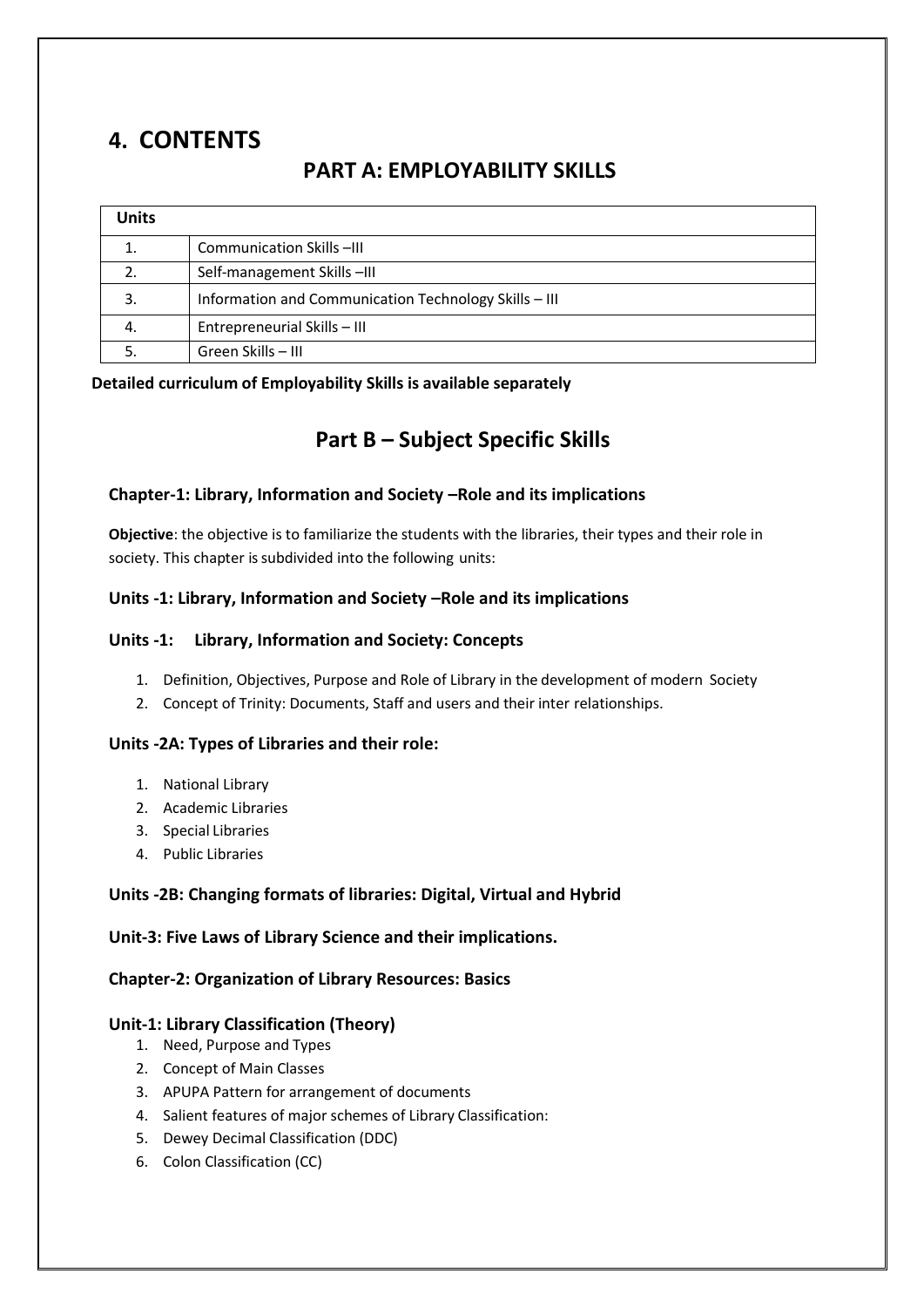# 4. CONTENTS

## PART A: EMPLOYABILITY SKILLS

| Units | |
|---|---|
| 1. | Communication Skills –III |
| 2. | Self-management Skills –III |
| 3. | Information and Communication Technology Skills – III |
| 4. | Entrepreneurial Skills – III |
| 5. | Green Skills – III |

**Detailed curriculum of Employability Skills is available separately**

## Part B – Subject Specific Skills

### Chapter-1: Library, Information and Society –Role and its implications

**Objective**: the objective is to familiarize the students with the libraries, their types and their role in society. This chapter is subdivided into the following units:

### Units -1: Library, Information and Society –Role and its implications

### Units -1: Library, Information and Society: Concepts

1. Definition, Objectives, Purpose and Role of Library in the development of modern Society
2. Concept of Trinity: Documents, Staff and users and their inter relationships.

### Units -2A: Types of Libraries and their role:

1. National Library
2. Academic Libraries
3. Special Libraries
4. Public Libraries

### Units -2B: Changing formats of libraries: Digital, Virtual and Hybrid

### Unit-3: Five Laws of Library Science and their implications.

### Chapter-2: Organization of Library Resources: Basics

### Unit-1: Library Classification (Theory)

1. Need, Purpose and Types
2. Concept of Main Classes
3. APUPA Pattern for arrangement of documents
4. Salient features of major schemes of Library Classification:
5. Dewey Decimal Classification (DDC)
6. Colon Classification (CC)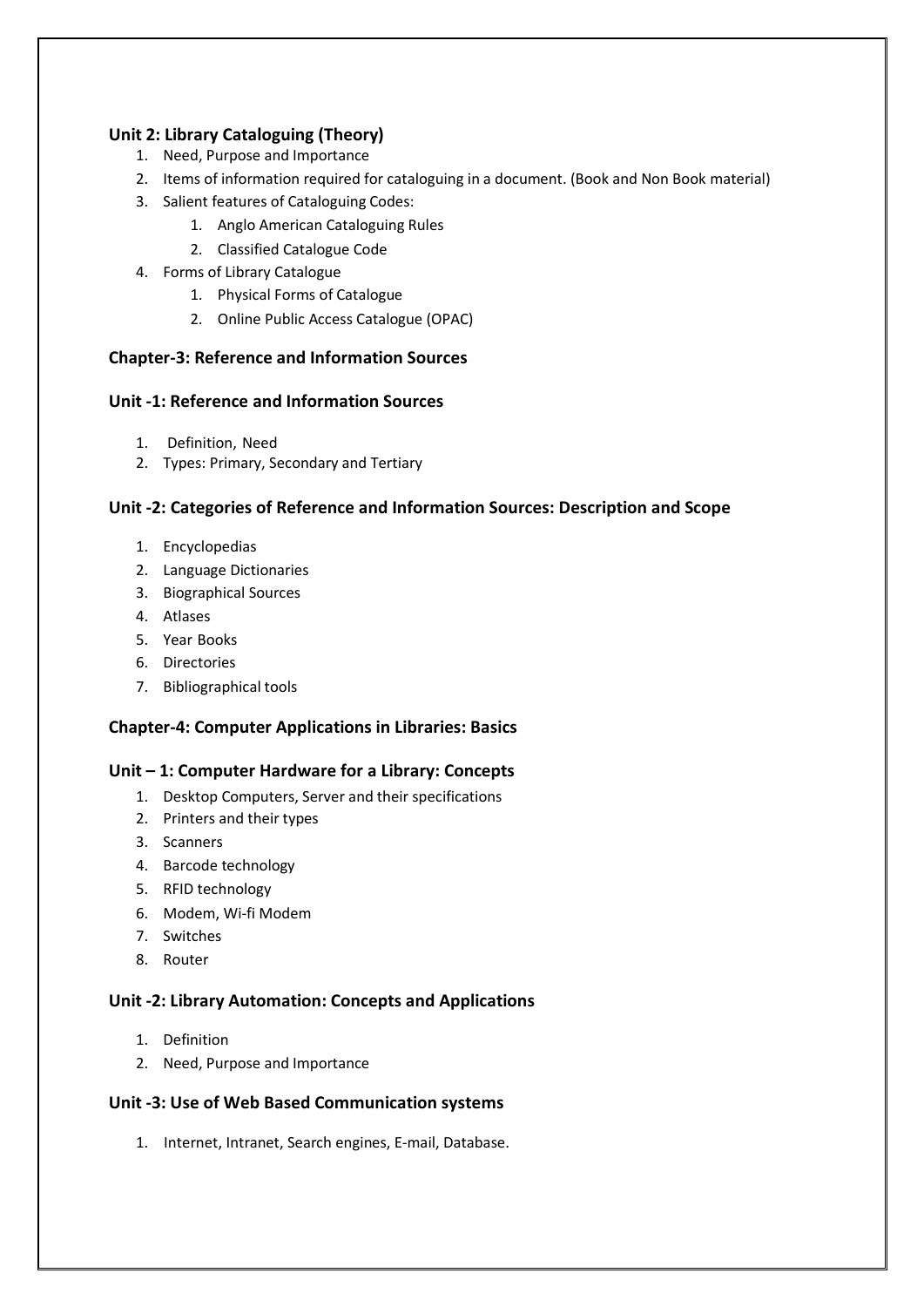### Unit 2: Library Cataloguing (Theory)

1. Need, Purpose and Importance
2. Items of information required for cataloguing in a document. (Book and Non Book material)
3. Salient features of Cataloguing Codes:
    1. Anglo American Cataloguing Rules
    2. Classified Catalogue Code
4. Forms of Library Catalogue
    1. Physical Forms of Catalogue
    2. Online Public Access Catalogue (OPAC)

## Chapter-3: Reference and Information Sources

### Unit -1: Reference and Information Sources

1. Definition, Need
2. Types: Primary, Secondary and Tertiary

### Unit -2: Categories of Reference and Information Sources: Description and Scope

1. Encyclopedias
2. Language Dictionaries
3. Biographical Sources
4. Atlases
5. Year Books
6. Directories
7. Bibliographical tools

## Chapter-4: Computer Applications in Libraries: Basics

### Unit – 1: Computer Hardware for a Library: Concepts

1. Desktop Computers, Server and their specifications
2. Printers and their types
3. Scanners
4. Barcode technology
5. RFID technology
6. Modem, Wi-fi Modem
7. Switches
8. Router

### Unit -2: Library Automation: Concepts and Applications

1. Definition
2. Need, Purpose and Importance

### Unit -3: Use of Web Based Communication systems

1. Internet, Intranet, Search engines, E-mail, Database.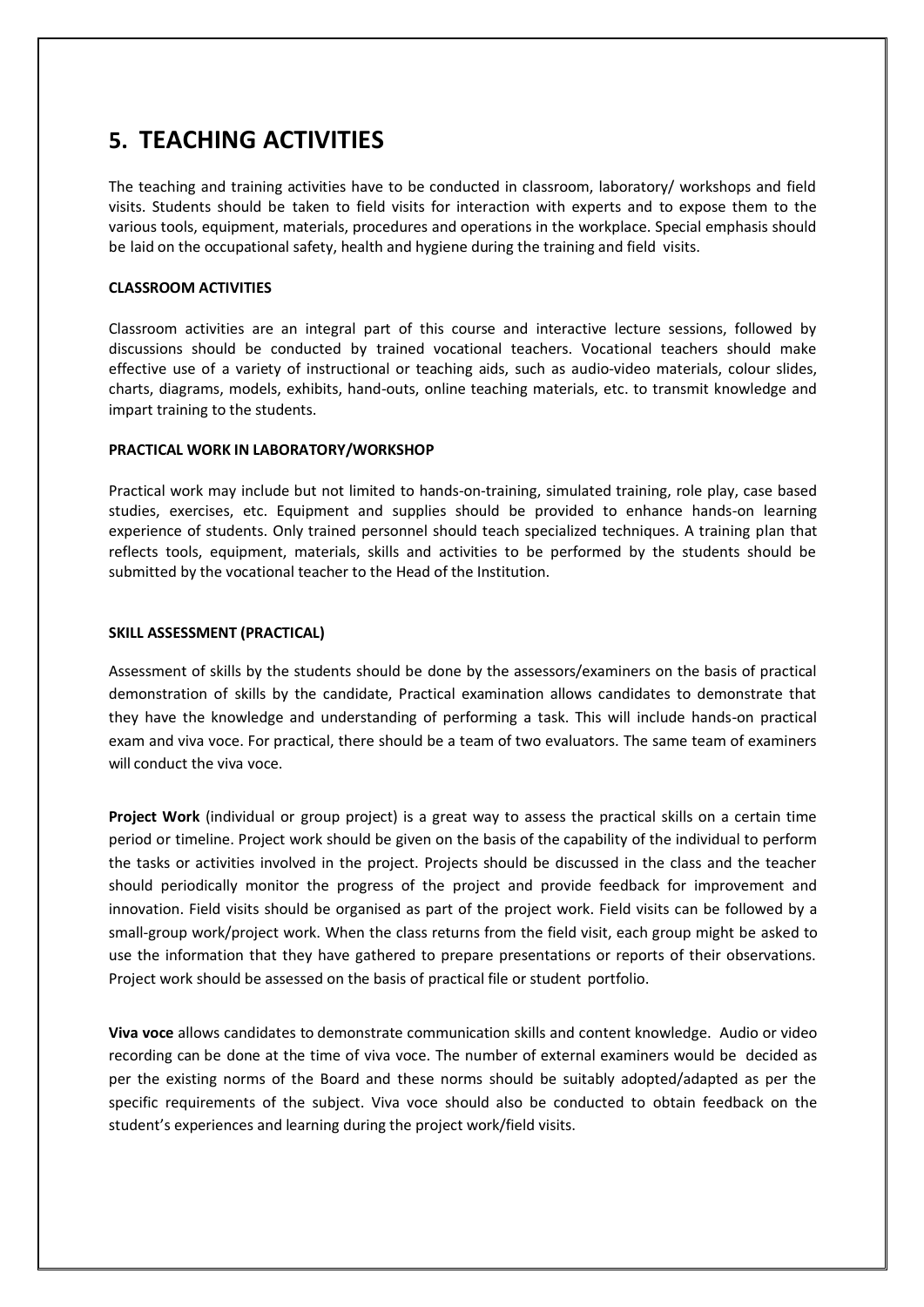# 5. TEACHING ACTIVITIES

The teaching and training activities have to be conducted in classroom, laboratory/ workshops and field visits. Students should be taken to field visits for interaction with experts and to expose them to the various tools, equipment, materials, procedures and operations in the workplace. Special emphasis should be laid on the occupational safety, health and hygiene during the training and field visits.

### CLASSROOM ACTIVITIES

Classroom activities are an integral part of this course and interactive lecture sessions, followed by discussions should be conducted by trained vocational teachers. Vocational teachers should make effective use of a variety of instructional or teaching aids, such as audio-video materials, colour slides, charts, diagrams, models, exhibits, hand-outs, online teaching materials, etc. to transmit knowledge and impart training to the students.

### PRACTICAL WORK IN LABORATORY/WORKSHOP

Practical work may include but not limited to hands-on-training, simulated training, role play, case based studies, exercises, etc. Equipment and supplies should be provided to enhance hands-on learning experience of students. Only trained personnel should teach specialized techniques. A training plan that reflects tools, equipment, materials, skills and activities to be performed by the students should be submitted by the vocational teacher to the Head of the Institution.

### SKILL ASSESSMENT (PRACTICAL)

Assessment of skills by the students should be done by the assessors/examiners on the basis of practical demonstration of skills by the candidate, Practical examination allows candidates to demonstrate that they have the knowledge and understanding of performing a task. This will include hands-on practical exam and viva voce. For practical, there should be a team of two evaluators. The same team of examiners will conduct the viva voce.

**Project Work** (individual or group project) is a great way to assess the practical skills on a certain time period or timeline. Project work should be given on the basis of the capability of the individual to perform the tasks or activities involved in the project. Projects should be discussed in the class and the teacher should periodically monitor the progress of the project and provide feedback for improvement and innovation. Field visits should be organised as part of the project work. Field visits can be followed by a small-group work/project work. When the class returns from the field visit, each group might be asked to use the information that they have gathered to prepare presentations or reports of their observations. Project work should be assessed on the basis of practical file or student portfolio.

**Viva voce** allows candidates to demonstrate communication skills and content knowledge. Audio or video recording can be done at the time of viva voce. The number of external examiners would be decided as per the existing norms of the Board and these norms should be suitably adopted/adapted as per the specific requirements of the subject. Viva voce should also be conducted to obtain feedback on the student's experiences and learning during the project work/field visits.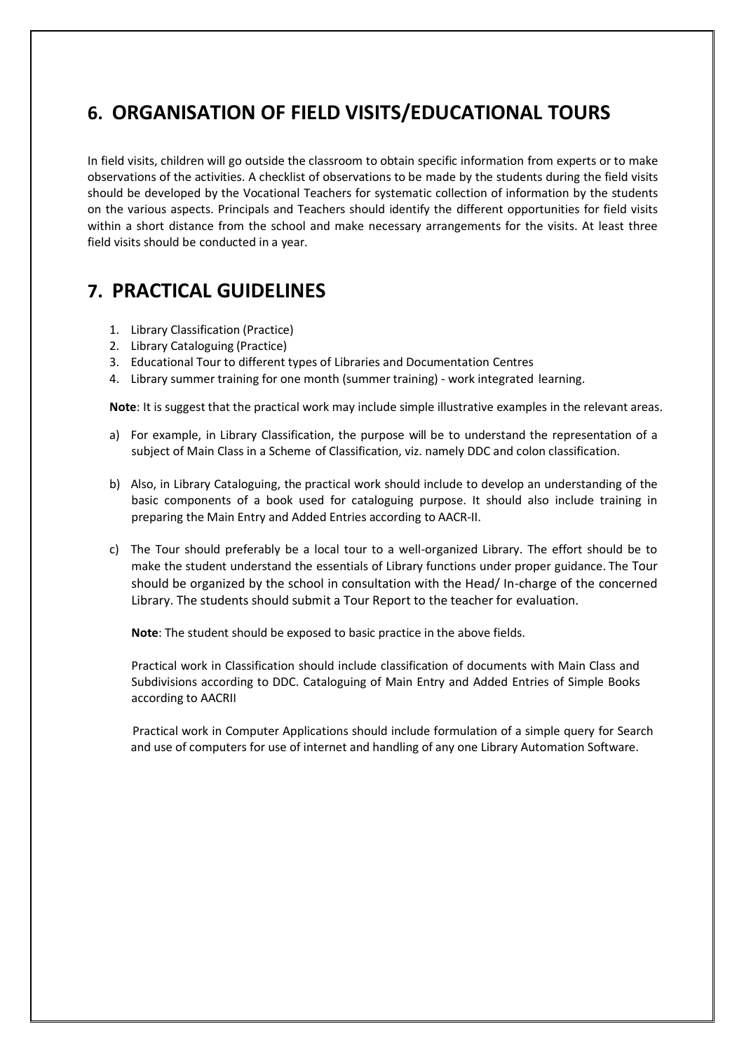## 6. ORGANISATION OF FIELD VISITS/EDUCATIONAL TOURS

In field visits, children will go outside the classroom to obtain specific information from experts or to make observations of the activities. A checklist of observations to be made by the students during the field visits should be developed by the Vocational Teachers for systematic collection of information by the students on the various aspects. Principals and Teachers should identify the different opportunities for field visits within a short distance from the school and make necessary arrangements for the visits. At least three field visits should be conducted in a year.

## 7. PRACTICAL GUIDELINES

1. Library Classification (Practice)
2. Library Cataloguing (Practice)
3. Educational Tour to different types of Libraries and Documentation Centres
4. Library summer training for one month (summer training) - work integrated learning.

**Note**: It is suggest that the practical work may include simple illustrative examples in the relevant areas.

a) For example, in Library Classification, the purpose will be to understand the representation of a subject of Main Class in a Scheme of Classification, viz. namely DDC and colon classification.

b) Also, in Library Cataloguing, the practical work should include to develop an understanding of the basic components of a book used for cataloguing purpose. It should also include training in preparing the Main Entry and Added Entries according to AACR-II.

c) The Tour should preferably be a local tour to a well-organized Library. The effort should be to make the student understand the essentials of Library functions under proper guidance. The Tour should be organized by the school in consultation with the Head/ In-charge of the concerned Library. The students should submit a Tour Report to the teacher for evaluation.

**Note**: The student should be exposed to basic practice in the above fields.

Practical work in Classification should include classification of documents with Main Class and Subdivisions according to DDC. Cataloguing of Main Entry and Added Entries of Simple Books according to AACRII

Practical work in Computer Applications should include formulation of a simple query for Search and use of computers for use of internet and handling of any one Library Automation Software.